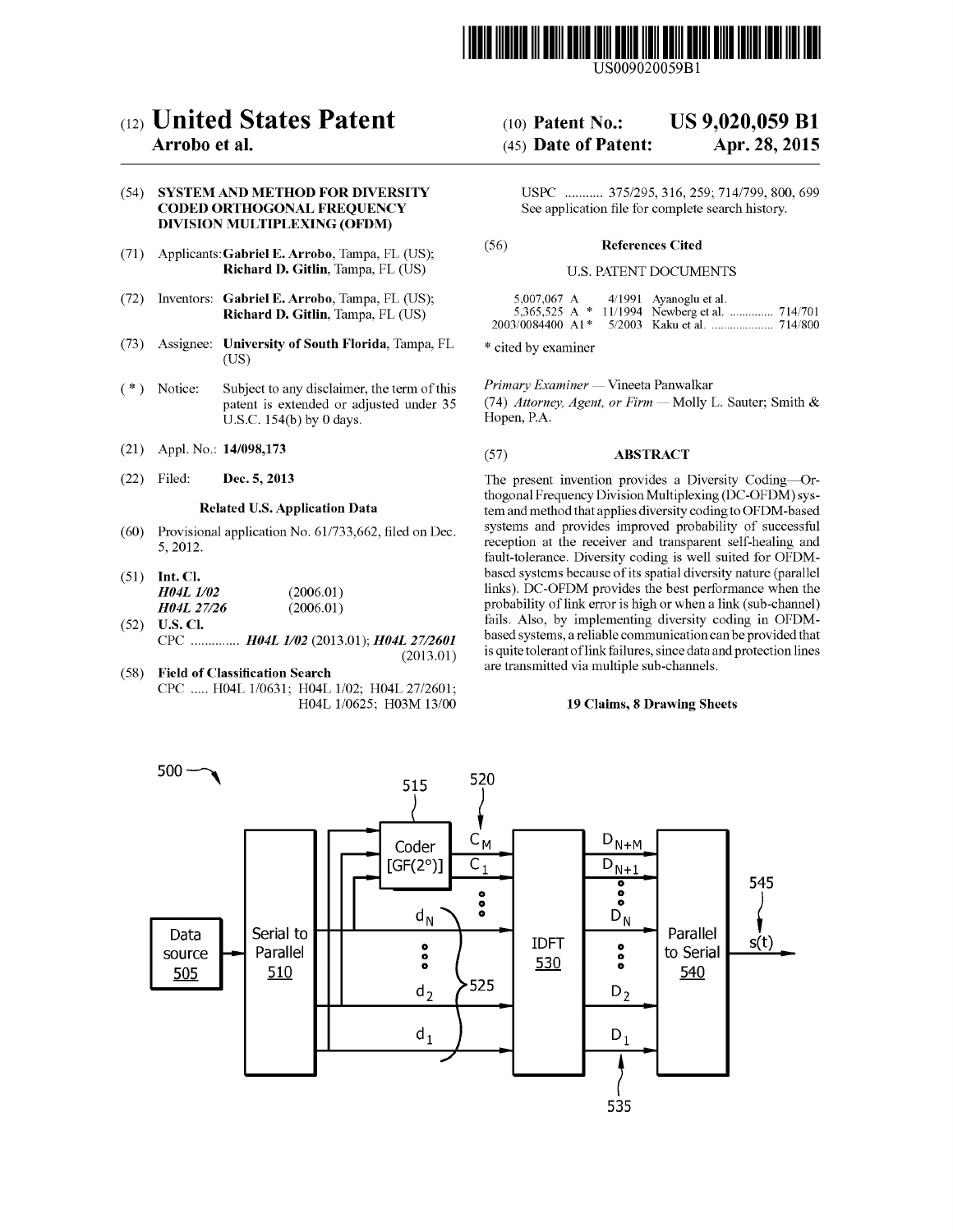US009020059B1

# (12) United States Patent
**Arrobo et al.**

(10) **Patent No.: US 9,020,059 B1**

(45) **Date of Patent: Apr. 28, 2015**

(54) **SYSTEM AND METHOD FOR DIVERSITY CODED ORTHOGONAL FREQUENCY DIVISION MULTIPLEXING (OFDM)**

(71) Applicants: **Gabriel E. Arrobo**, Tampa, FL (US); **Richard D. Gitlin**, Tampa, FL (US)

(72) Inventors: **Gabriel E. Arrobo**, Tampa, FL (US); **Richard D. Gitlin**, Tampa, FL (US)

(73) Assignee: **University of South Florida**, Tampa, FL (US)

( * ) Notice: Subject to any disclaimer, the term of this patent is extended or adjusted under 35 U.S.C. 154(b) by 0 days.

(21) Appl. No.: **14/098,173**

(22) Filed: **Dec. 5, 2013**

**Related U.S. Application Data**

(60) Provisional application No. 61/733,662, filed on Dec. 5, 2012.

(51) **Int. Cl.**
*H04L 1/02* (2006.01)
*H04L 27/26* (2006.01)

(52) **U.S. Cl.**
CPC .............. ***H04L 1/02*** (2013.01); ***H04L 27/2601*** (2013.01)

(58) **Field of Classification Search**
CPC ..... H04L 1/0631; H04L 1/02; H04L 27/2601; H04L 1/0625; H03M 13/00
USPC ........... 375/295, 316, 259; 714/799, 800, 699
See application file for complete search history.

(56) **References Cited**

U.S. PATENT DOCUMENTS

| | | | | |
|---|---|---|---|---|
| 5,007,067 A | | 4/1991 | Ayanoglu et al. | |
| 5,365,525 A | * | 11/1994 | Newberg et al. | 714/701 |
| 2003/0084400 A1 | * | 5/2003 | Kaku et al. | 714/800 |

\* cited by examiner

*Primary Examiner* — Vineeta Panwalkar

(74) *Attorney, Agent, or Firm* — Molly L. Sauter; Smith & Hopen, P.A.

(57) **ABSTRACT**

The present invention provides a Diversity Coding—Orthogonal Frequency Division Multiplexing (DC-OFDM) system and method that applies diversity coding to OFDM-based systems and provides improved probability of successful reception at the receiver and transparent self-healing and fault-tolerance. Diversity coding is well suited for OFDM-based systems because of its spatial diversity nature (parallel links). DC-OFDM provides the best performance when the probability of link error is high or when a link (sub-channel) fails. Also, by implementing diversity coding in OFDM-based systems, a reliable communication can be provided that is quite tolerant of link failures, since data and protection lines are transmitted via multiple sub-channels.

**19 Claims, 8 Drawing Sheets**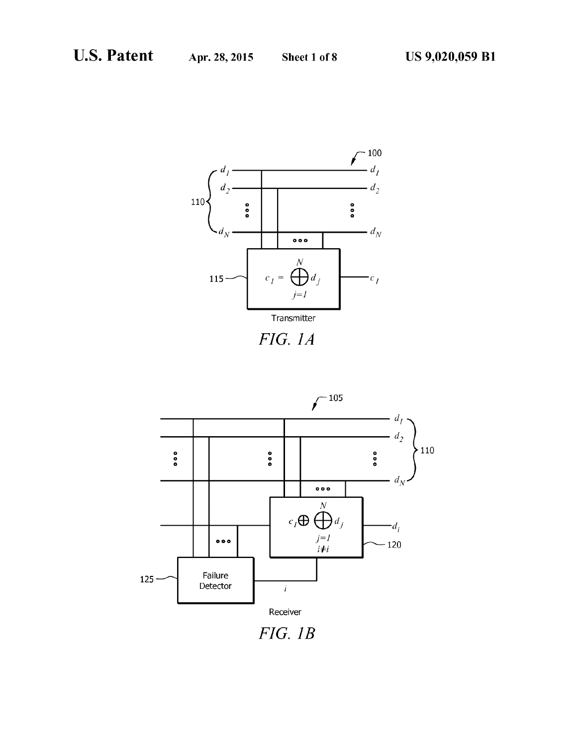$c_1 = \bigoplus_{j=1}^{N} d_j$

Transmitter

*FIG. 1A*

$c_1 \oplus \bigoplus_{j=1, j \neq i}^{N} d_j$

Failure Detector

Receiver

*FIG. 1B*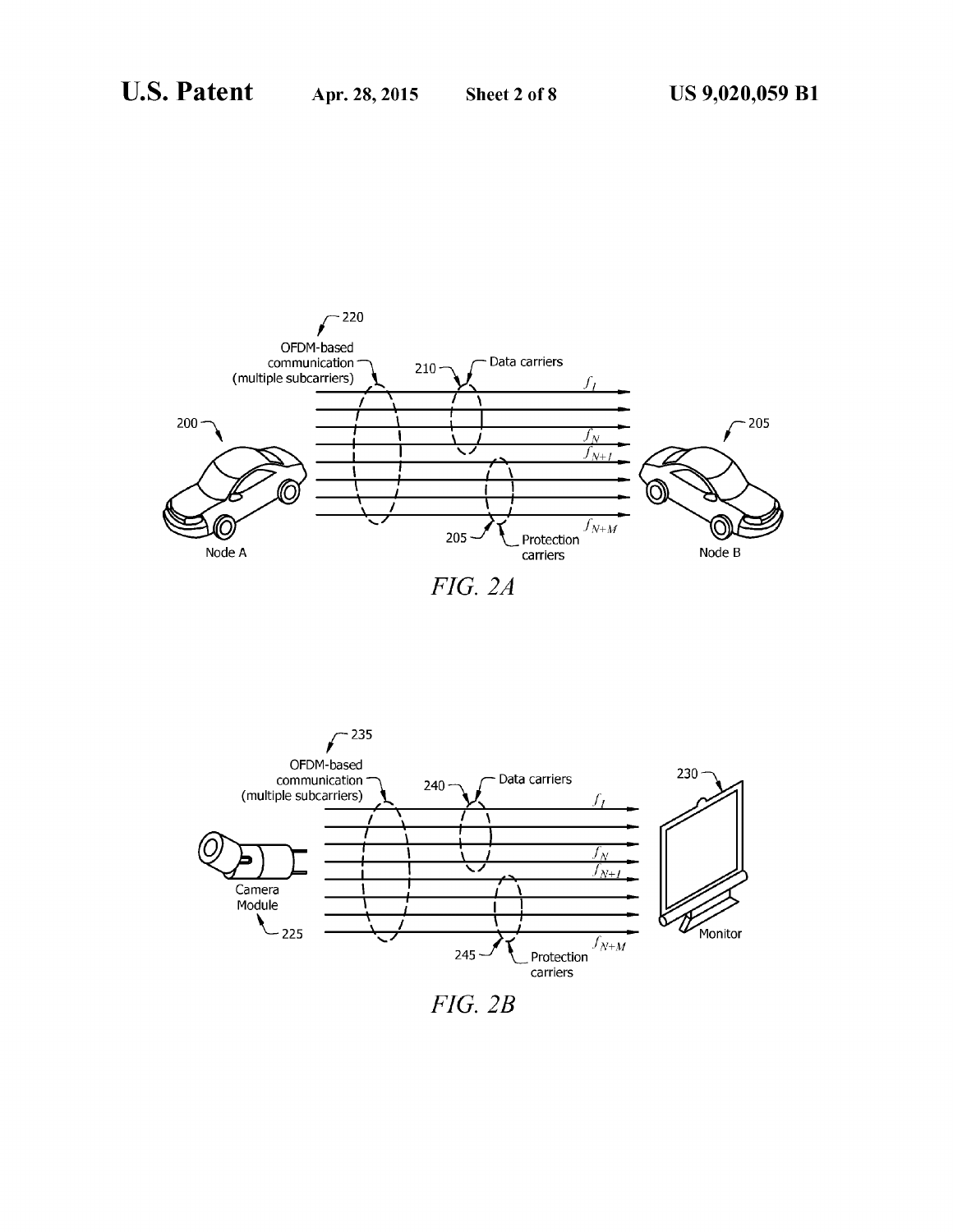FIG. 2A

FIG. 2B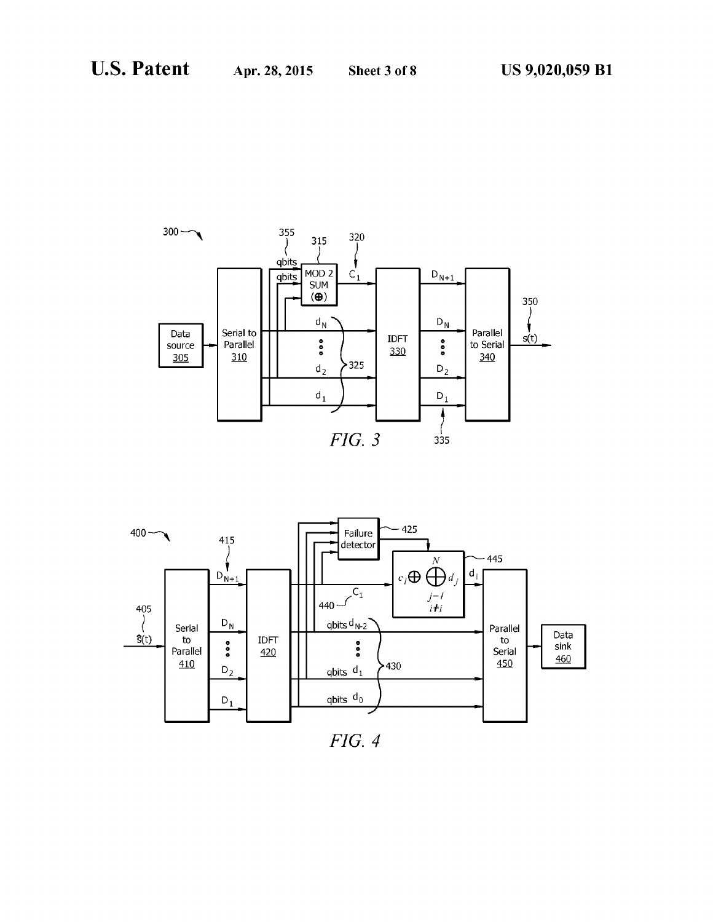FIG. 3

FIG. 4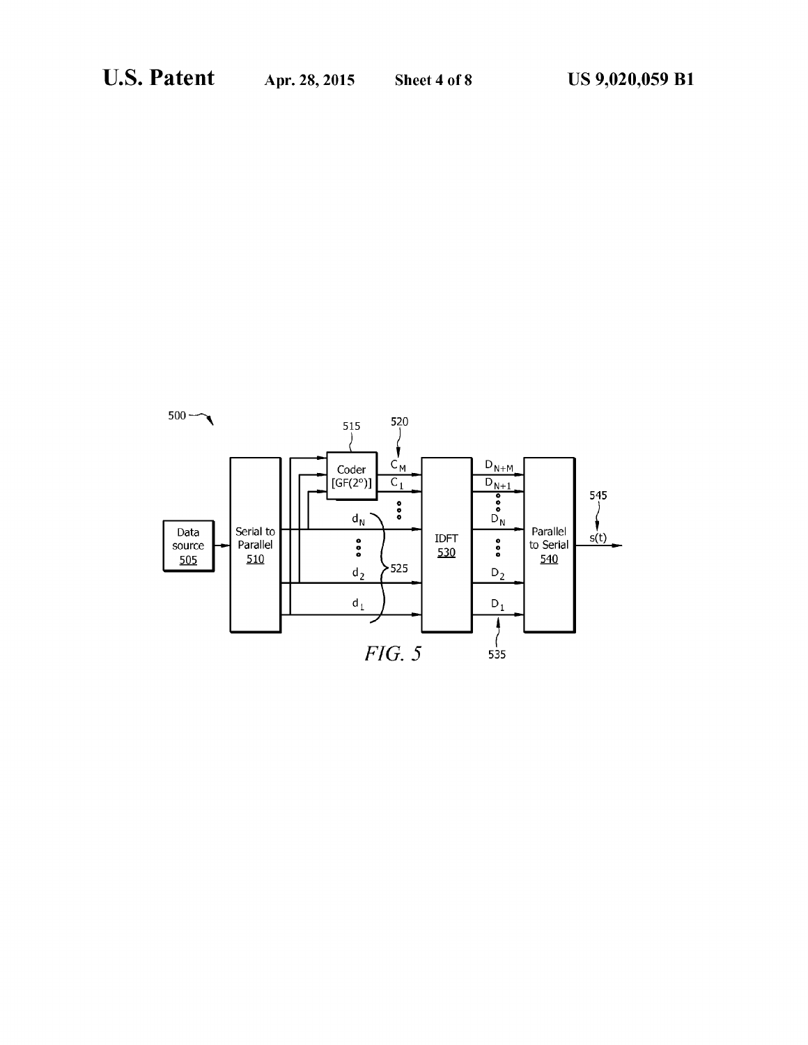FIG. 5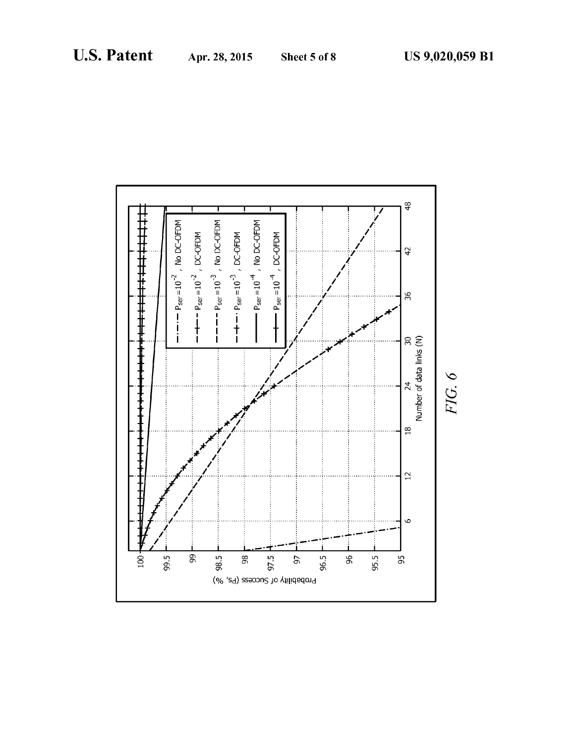FIG. 6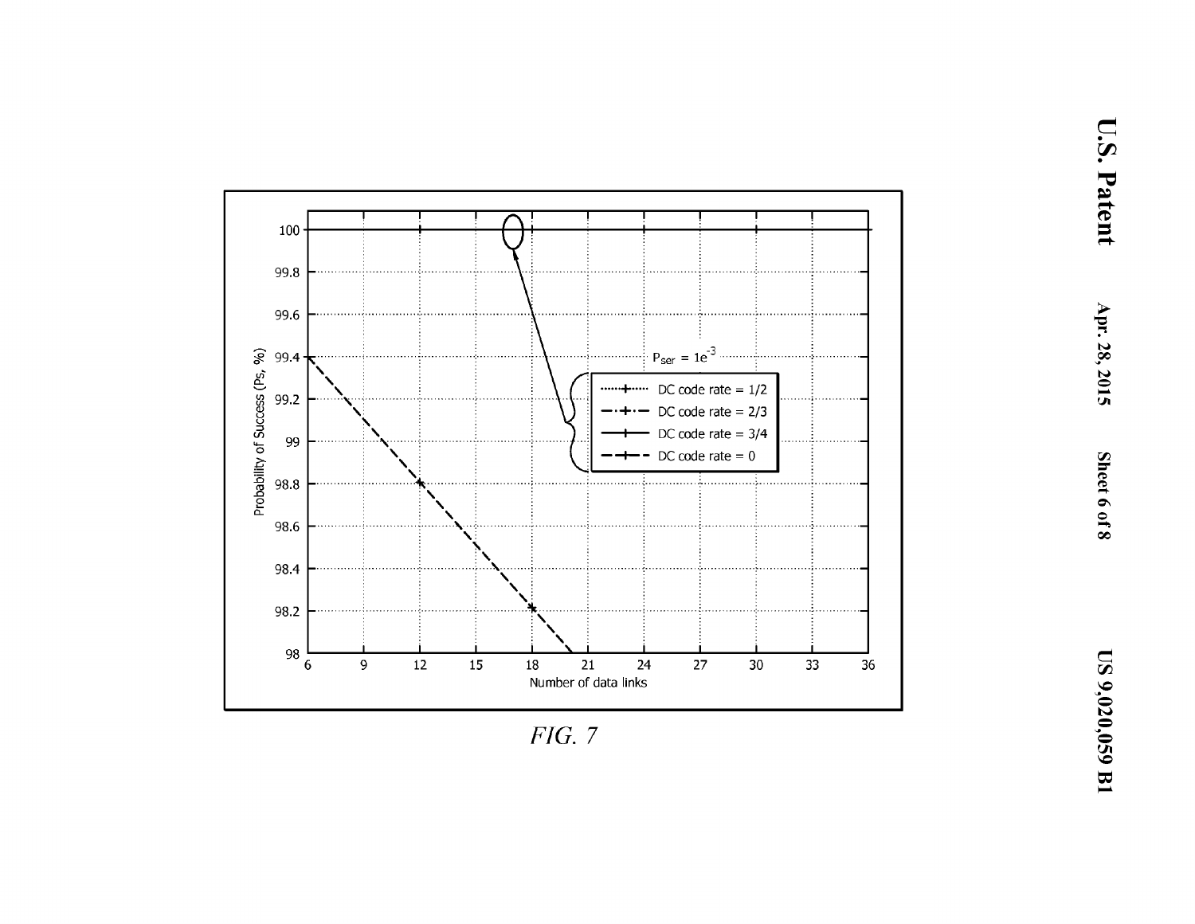Probability of Success (Ps, %)

Number of data links

$P_{ser} = 1e^{-3}$

DC code rate = 1/2

DC code rate = 2/3

DC code rate = 3/4

DC code rate = 0

*FIG. 7*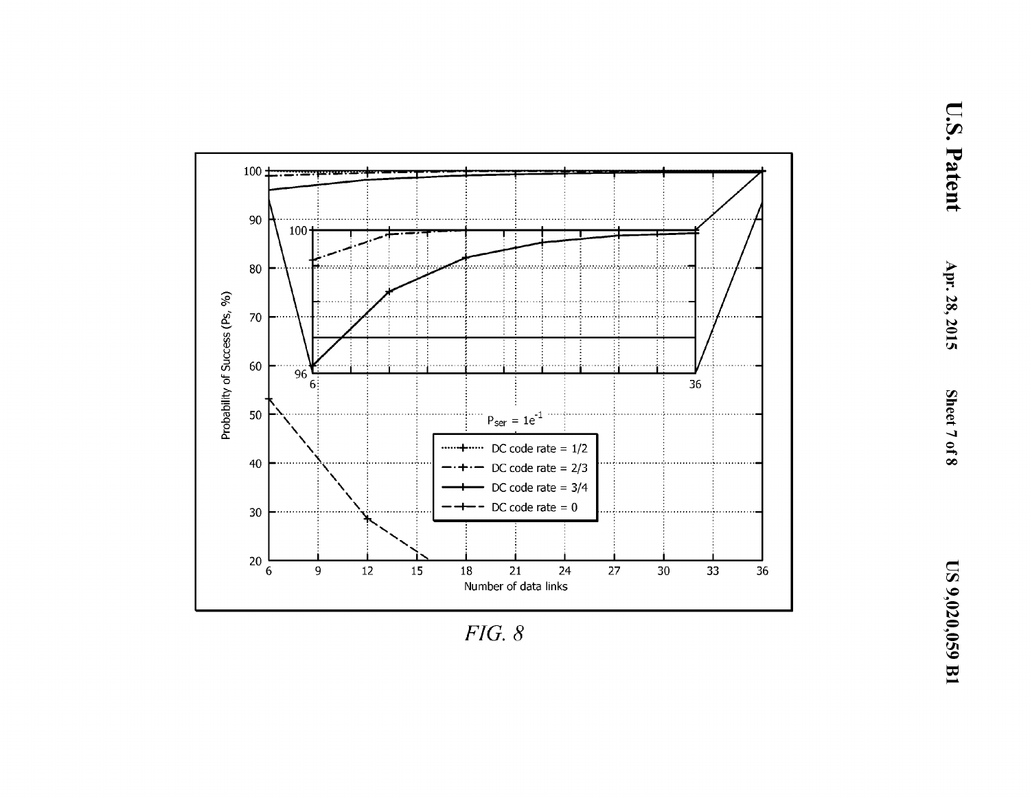FIG. 8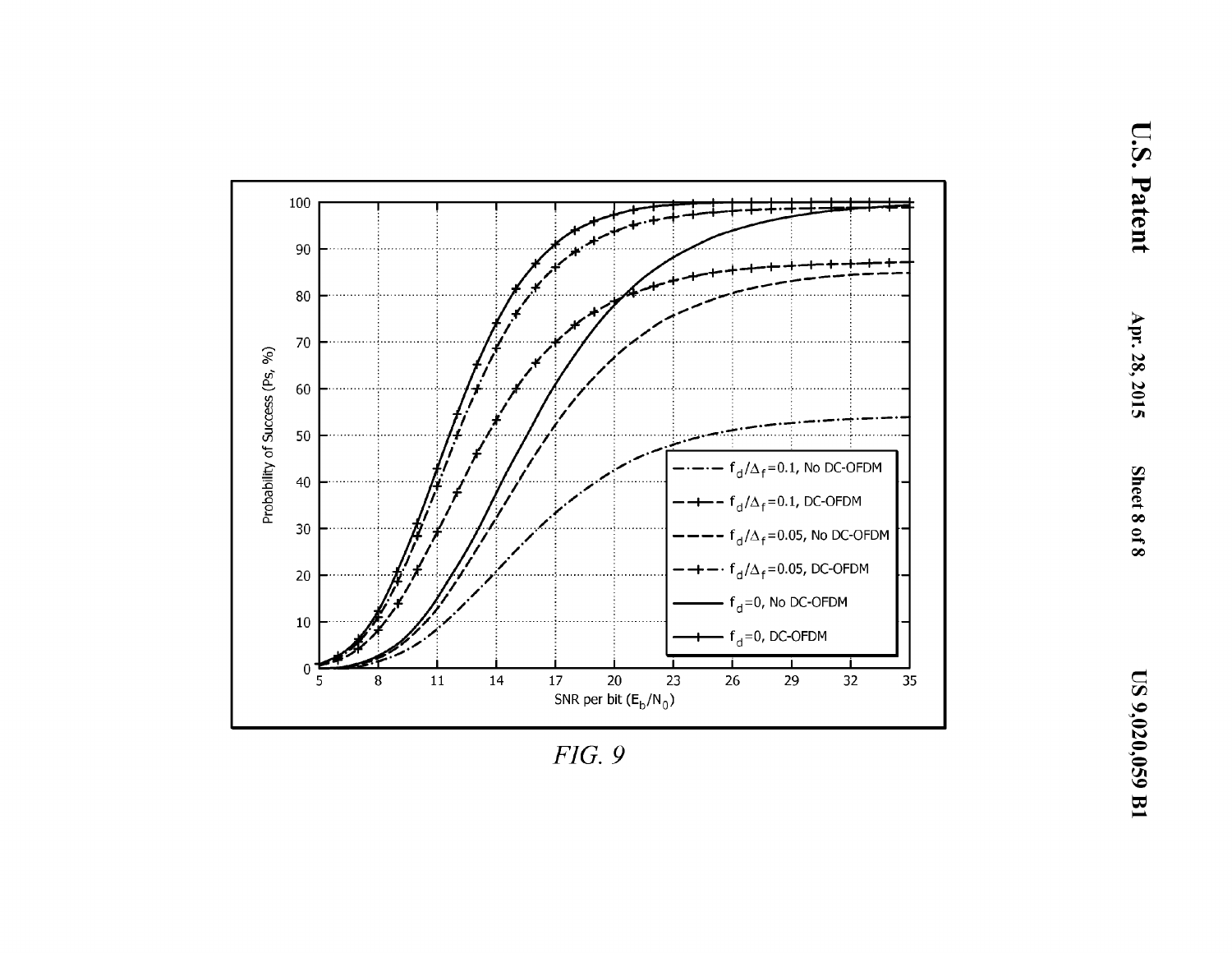FIG. 9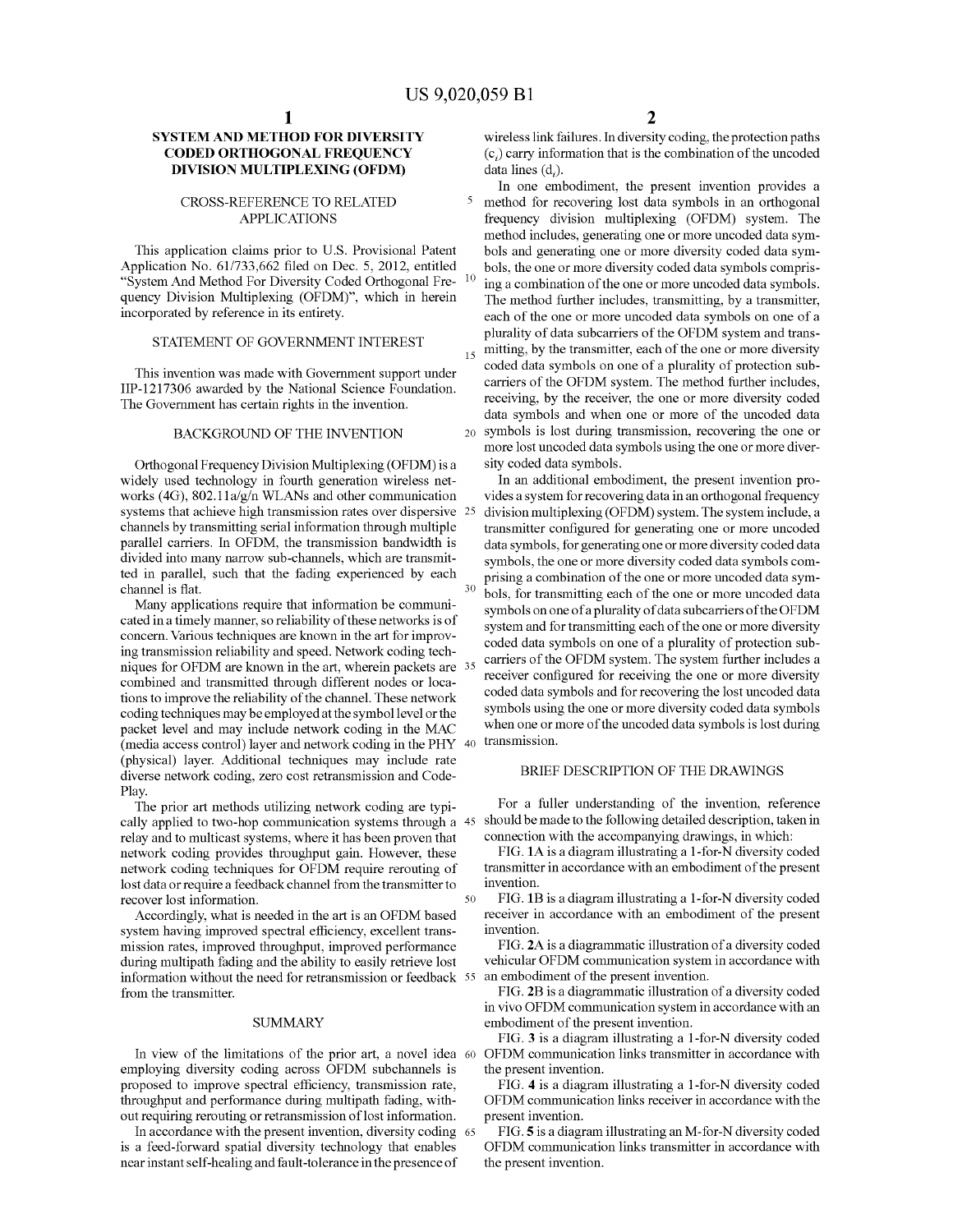# SYSTEM AND METHOD FOR DIVERSITY CODED ORTHOGONAL FREQUENCY DIVISION MULTIPLEXING (OFDM)

## CROSS-REFERENCE TO RELATED APPLICATIONS

This application claims prior to U.S. Provisional Patent Application No. 61/733,662 filed on Dec. 5, 2012, entitled "System And Method For Diversity Coded Orthogonal Frequency Division Multiplexing (OFDM)", which in herein incorporated by reference in its entirety.

## STATEMENT OF GOVERNMENT INTEREST

This invention was made with Government support under IIP-1217306 awarded by the National Science Foundation. The Government has certain rights in the invention.

## BACKGROUND OF THE INVENTION

Orthogonal Frequency Division Multiplexing (OFDM) is a widely used technology in fourth generation wireless networks (4G), 802.11a/g/n WLANs and other communication systems that achieve high transmission rates over dispersive channels by transmitting serial information through multiple parallel carriers. In OFDM, the transmission bandwidth is divided into many narrow sub-channels, which are transmitted in parallel, such that the fading experienced by each channel is flat.

Many applications require that information be communicated in a timely manner, so reliability of these networks is of concern. Various techniques are known in the art for improving transmission reliability and speed. Network coding techniques for OFDM are known in the art, wherein packets are combined and transmitted through different nodes or locations to improve the reliability of the channel. These network coding techniques may be employed at the symbol level or the packet level and may include network coding in the MAC (media access control) layer and network coding in the PHY (physical) layer. Additional techniques may include rate diverse network coding, zero cost retransmission and Code-Play.

The prior art methods utilizing network coding are typically applied to two-hop communication systems through a relay and to multicast systems, where it has been proven that network coding provides throughput gain. However, these network coding techniques for OFDM require rerouting of lost data or require a feedback channel from the transmitter to recover lost information.

Accordingly, what is needed in the art is an OFDM based system having improved spectral efficiency, excellent transmission rates, improved throughput, improved performance during multipath fading and the ability to easily retrieve lost information without the need for retransmission or feedback from the transmitter.

## SUMMARY

In view of the limitations of the prior art, a novel idea employing diversity coding across OFDM subchannels is proposed to improve spectral efficiency, transmission rate, throughput and performance during multipath fading, without requiring rerouting or retransmission of lost information.

In accordance with the present invention, diversity coding is a feed-forward spatial diversity technology that enables near instant self-healing and fault-tolerance in the presence of wireless link failures. In diversity coding, the protection paths ($c_i$) carry information that is the combination of the uncoded data lines ($d_i$).

In one embodiment, the present invention provides a method for recovering lost data symbols in an orthogonal frequency division multiplexing (OFDM) system. The method includes, generating one or more uncoded data symbols and generating one or more diversity coded data symbols, the one or more diversity coded data symbols comprising a combination of the one or more uncoded data symbols. The method further includes, transmitting, by a transmitter, each of the one or more uncoded data symbols on one of a plurality of data subcarriers of the OFDM system and transmitting, by the transmitter, each of the one or more diversity coded data symbols on one of a plurality of protection subcarriers of the OFDM system. The method further includes, receiving, by the receiver, the one or more diversity coded data symbols and when one or more of the uncoded data symbols is lost during transmission, recovering the one or more lost uncoded data symbols using the one or more diversity coded data symbols.

In an additional embodiment, the present invention provides a system for recovering data in an orthogonal frequency division multiplexing (OFDM) system. The system include, a transmitter configured for generating one or more uncoded data symbols, for generating one or more diversity coded data symbols, the one or more diversity coded data symbols comprising a combination of the one or more uncoded data symbols, for transmitting each of the one or more uncoded data symbols on one of a plurality of data subcarriers of the OFDM system and for transmitting each of the one or more diversity coded data symbols on one of a plurality of protection subcarriers of the OFDM system. The system further includes a receiver configured for receiving the one or more diversity coded data symbols and for recovering the lost uncoded data symbols using the one or more diversity coded data symbols when one or more of the uncoded data symbols is lost during transmission.

## BRIEF DESCRIPTION OF THE DRAWINGS

For a fuller understanding of the invention, reference should be made to the following detailed description, taken in connection with the accompanying drawings, in which:

FIG. **1A** is a diagram illustrating a 1-for-N diversity coded transmitter in accordance with an embodiment of the present invention.

FIG. **1B** is a diagram illustrating a 1-for-N diversity coded receiver in accordance with an embodiment of the present invention.

FIG. **2A** is a diagrammatic illustration of a diversity coded vehicular OFDM communication system in accordance with an embodiment of the present invention.

FIG. **2B** is a diagrammatic illustration of a diversity coded in vivo OFDM communication system in accordance with an embodiment of the present invention.

FIG. **3** is a diagram illustrating a 1-for-N diversity coded OFDM communication links transmitter in accordance with the present invention.

FIG. **4** is a diagram illustrating a 1-for-N diversity coded OFDM communication links receiver in accordance with the present invention.

FIG. **5** is a diagram illustrating an M-for-N diversity coded OFDM communication links transmitter in accordance with the present invention.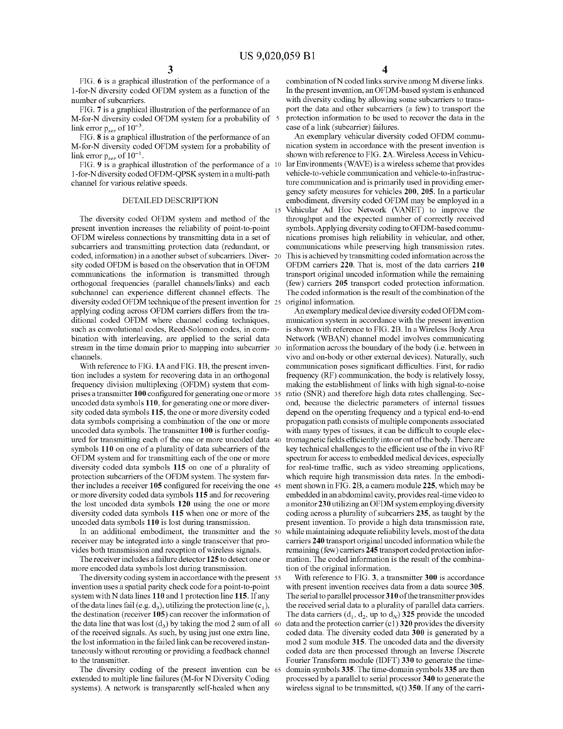FIG. 6 is a graphical illustration of the performance of a 1-for-N diversity coded OFDM system as a function of the number of subcarriers.

FIG. 7 is a graphical illustration of the performance of an M-for-N diversity coded OFDM system for a probability of link error $p_{ser}$ of $10^{-3}$.

FIG. 8 is a graphical illustration of the performance of an M-for-N diversity coded OFDM system for a probability of link error $p_{ser}$ of $10^{-1}$.

FIG. 9 is a graphical illustration of the performance of a 1-for-N diversity coded OFDM-QPSK system in a multi-path channel for various relative speeds.

## DETAILED DESCRIPTION

The diversity coded OFDM system and method of the present invention increases the reliability of point-to-point OFDM wireless connections by transmitting data in a set of subcarriers and transmitting protection data (redundant, or coded, information) in a another subset of subcarriers. Diversity coded OFDM is based on the observation that in OFDM communications the information is transmitted through orthogonal frequencies (parallel channels/links) and each subchannel can experience different channel effects. The diversity coded OFDM technique of the present invention for applying coding across OFDM carriers differs from the traditional coded OFDM where channel coding techniques, such as convolutional codes, Reed-Solomon codes, in combination with interleaving, are applied to the serial data stream in the time domain prior to mapping into subcarrier channels.

With reference to FIG. **1A** and FIG. **1B**, the present invention includes a system for recovering data in an orthogonal frequency division multiplexing (OFDM) system that comprises a transmitter **100** configured for generating one or more uncoded data symbols **110**, for generating one or more diversity coded data symbols **115**, the one or more diversity coded data symbols comprising a combination of the one or more uncoded data symbols. The transmitter **100** is further configured for transmitting each of the one or more uncoded data symbols **110** on one of a plurality of data subcarriers of the OFDM system and for transmitting each of the one or more diversity coded data symbols **115** on one of a plurality of protection subcarriers of the OFDM system. The system further includes a receiver **105** configured for receiving the one or more diversity coded data symbols **115** and for recovering the lost uncoded data symbols **120** using the one or more diversity coded data symbols **115** when one or more of the uncoded data symbols **110** is lost during transmission.

In an additional embodiment, the transmitter and the receiver may be integrated into a single transceiver that provides both transmission and reception of wireless signals.

The receiver includes a failure detector **125** to detect one or more encoded data symbols lost during transmission.

The diversity coding system in accordance with the present invention uses a spatial parity check code for a point-to-point system with N data lines **110** and 1 protection line **115**. If any of the data lines fail (e.g. $d_3$), utilizing the protection line ($c_1$), the destination (receiver **105**) can recover the information of the data line that was lost ($d_3$) by taking the mod 2 sum of all of the received signals. As such, by using just one extra line, the lost information in the failed link can be recovered instantaneously without rerouting or providing a feedback channel to the transmitter.

The diversity coding of the present invention can be extended to multiple line failures (M-for N Diversity Coding systems). A network is transparently self-healed when any combination of N coded links survive among M diverse links. In the present invention, an OFDM-based system is enhanced with diversity coding by allowing some subcarriers to transport the data and other subcarriers (a few) to transport the protection information to be used to recover the data in the case of a link (subcarrier) failures.

An exemplary vehicular diversity coded OFDM communication system in accordance with the present invention is shown with reference to FIG. **2A**. Wireless Access in Vehicular Environments (WAVE) is a wireless scheme that provides vehicle-to-vehicle communication and vehicle-to-infrastructure communication and is primarily used in providing emergency safety measures for vehicles **200**, **205**. In a particular embodiment, diversity coded OFDM may be employed in a Vehicular Ad Hoc Network (VANET) to improve the throughput and the expected number of correctly received symbols. Applying diversity coding to OFDM-based communications promises high reliability in vehicular, and other, communications while preserving high transmission rates. This is achieved by transmitting coded information across the OFDM carriers **220**. That is, most of the data carriers **210** transport original uncoded information while the remaining (few) carriers **205** transport coded protection information. The coded information is the result of the combination of the original information.

An exemplary medical device diversity coded OFDM communication system in accordance with the present invention is shown with reference to FIG. **2B**. In a Wireless Body Area Network (WBAN) channel model involves communicating information across the boundary of the body (i.e. between in vivo and on-body or other external devices). Naturally, such communication poses significant difficulties. First, for radio frequency (RF) communication, the body is relatively lossy, making the establishment of links with high signal-to-noise ratio (SNR) and therefore high data rates challenging. Second, because the dielectric parameters of internal tissues depend on the operating frequency and a typical end-to-end propagation path consists of multiple components associated with many types of tissues, it can be difficult to couple electromagnetic fields efficiently into or out of the body. There are key technical challenges to the efficient use of the in vivo RF spectrum for access to embedded medical devices, especially for real-time traffic, such as video streaming applications, which require high transmission data rates. In the embodiment shown in FIG. **2B**, a camera module **225**, which may be embedded in an abdominal cavity, provides real-time video to a monitor **230** utilizing an OFDM system employing diversity coding across a plurality of subcarriers **235**, as taught by the present invention. To provide a high data transmission rate, while maintaining adequate reliability levels, most of the data carriers **240** transport original uncoded information while the remaining (few) carriers **245** transport coded protection information. The coded information is the result of the combination of the original information.

With reference to FIG. **3**, a transmitter **300** is accordance with present invention receives data from a data source **305**. The serial to parallel processor **310** of the transmitter provides the received serial data to a plurality of parallel data carriers. The data carriers ($d_1$, $d_2$, up to $d_N$) **325** provide the uncoded data and the protection carrier (c1) **320** provides the diversity coded data. The diversity coded data **300** is generated by a mod 2 sum module **315**. The uncoded data and the diversity coded data are then processed through an Inverse Discrete Fourier Transform module (IDFT) **330** to generate the time-domain symbols **335**. The time-domain symbols **335** are then processed by a parallel to serial processor **340** to generate the wireless signal to be transmitted, s(t) **350**. If any of the carri-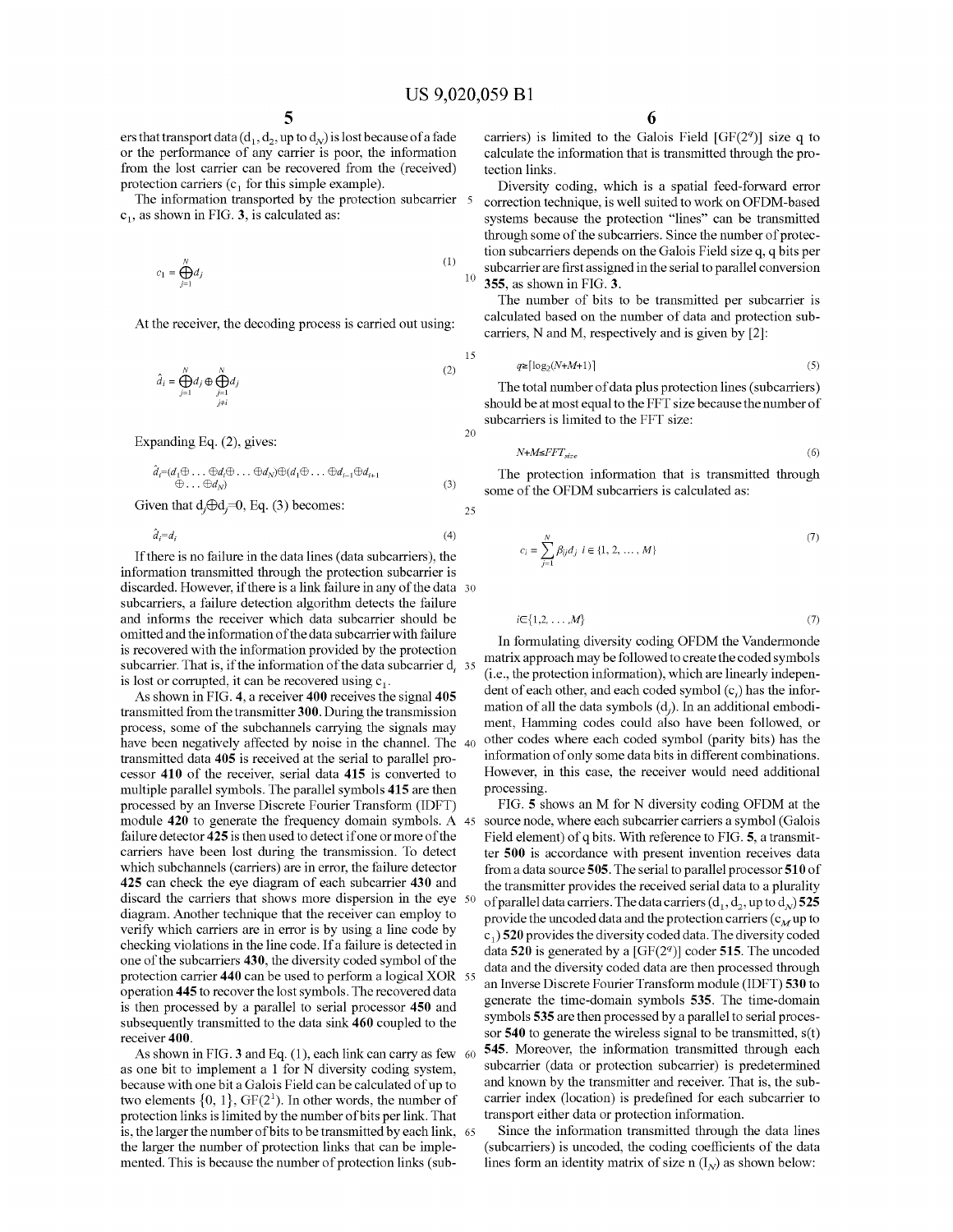ers that transport data ($d_1$, $d_2$, up to $d_N$) is lost because of a fade or the performance of any carrier is poor, the information from the lost carrier can be recovered from the (received) protection carriers ($c_1$ for this simple example).

The information transported by the protection subcarrier $c_1$, as shown in FIG. 3, is calculated as:

$$c_1 = \bigoplus_{j=1}^{N} d_j \tag{1}$$

At the receiver, the decoding process is carried out using:

$$\hat{d}_i = \bigoplus_{j=1}^{N} d_j \oplus \bigoplus_{\substack{j=1 \\ j \neq i}}^{N} d_j \tag{2}$$

Expanding Eq. (2), gives:

$$\hat{d}_i = (d_1 \oplus \ldots \oplus d_i \oplus \ldots \oplus d_N) \oplus (d_1 \oplus \ldots \oplus d_{i-1} \oplus d_{i+1} \oplus \ldots \oplus d_N) \tag{3}$$

Given that $d_j \oplus d_j = 0$, Eq. (3) becomes:

$$\hat{d}_i = d_i \tag{4}$$

If there is no failure in the data lines (data subcarriers), the information transmitted through the protection subcarrier is discarded. However, if there is a link failure in any of the data subcarriers, a failure detection algorithm detects the failure and informs the receiver which data subcarrier should be omitted and the information of the data subcarrier with failure is recovered with the information provided by the protection subcarrier. That is, if the information of the data subcarrier $d_i$ is lost or corrupted, it can be recovered using $c_1$.

As shown in FIG. 4, a receiver 400 receives the signal 405 transmitted from the transmitter 300. During the transmission process, some of the subchannels carrying the signals may have been negatively affected by noise in the channel. The transmitted data 405 is received at the serial to parallel processor 410 of the receiver, serial data 415 is converted to multiple parallel symbols. The parallel symbols 415 are then processed by an Inverse Discrete Fourier Transform (IDFT) module 420 to generate the frequency domain symbols. A failure detector 425 is then used to detect if one or more of the carriers have been lost during the transmission. To detect which subchannels (carriers) are in error, the failure detector 425 can check the eye diagram of each subcarrier 430 and discard the carriers that shows more dispersion in the eye diagram. Another technique that the receiver can employ to verify which carriers are in error is by using a line code by checking violations in the line code. If a failure is detected in one of the subcarriers 430, the diversity coded symbol of the protection carrier 440 can be used to perform a logical XOR operation 445 to recover the lost symbols. The recovered data is then processed by a parallel to serial processor 450 and subsequently transmitted to the data sink 460 coupled to the receiver 400.

As shown in FIG. 3 and Eq. (1), each link can carry as few as one bit to implement a 1 for N diversity coding system, because with one bit a Galois Field can be calculated of up to two elements {0, 1}, GF($2^1$). In other words, the number of protection links is limited by the number of bits per link. That is, the larger the number of bits to be transmitted by each link, the larger the number of protection links that can be implemented. This is because the number of protection links (subcarriers) is limited to the Galois Field [GF($2^q$)] size q to calculate the information that is transmitted through the protection links.

Diversity coding, which is a spatial feed-forward error correction technique, is well suited to work on OFDM-based systems because the protection "lines" can be transmitted through some of the subcarriers. Since the number of protection subcarriers depends on the Galois Field size q, q bits per subcarrier are first assigned in the serial to parallel conversion 355, as shown in FIG. 3.

The number of bits to be transmitted per subcarrier is calculated based on the number of data and protection subcarriers, N and M, respectively and is given by [2]:

$$q \geq \lceil \log_2(N+M+1) \rceil \tag{5}$$

The total number of data plus protection lines (subcarriers) should be at most equal to the FFT size because the number of subcarriers is limited to the FFT size:

$$N+M \leq FFT_{size} \tag{6}$$

The protection information that is transmitted through some of the OFDM subcarriers is calculated as:

$$c_i = \sum_{j=1}^{N} \beta_{ij} d_j \quad i \in \{1, 2, \ldots, M\} \tag{7}$$

$$i \in \{1, 2, \ldots, M\} \tag{7}$$

In formulating diversity coding OFDM the Vandermonde matrix approach may be followed to create the coded symbols (i.e., the protection information), which are linearly independent of each other, and each coded symbol ($c_i$) has the information of all the data symbols ($d_j$). In an additional embodiment, Hamming codes could also have been followed, or other codes where each coded symbol (parity bits) has the information of only some data bits in different combinations. However, in this case, the receiver would need additional processing.

FIG. 5 shows an M for N diversity coding OFDM at the source node, where each subcarrier carriers a symbol (Galois Field element) of q bits. With reference to FIG. 5, a transmitter 500 is accordance with present invention receives data from a data source 505. The serial to parallel processor 510 of the transmitter provides the received serial data to a plurality of parallel data carriers. The data carriers ($d_1$, $d_2$, up to $d_N$) 525 provide the uncoded data and the protection carriers ($c_M$ up to $c_1$) 520 provides the diversity coded data. The diversity coded data 520 is generated by a [GF($2^q$)] coder 515. The uncoded data and the diversity coded data are then processed through an Inverse Discrete Fourier Transform module (IDFT) 530 to generate the time-domain symbols 535. The time-domain symbols 535 are then processed by a parallel to serial processor 540 to generate the wireless signal to be transmitted, s(t) 545. Moreover, the information transmitted through each subcarrier (data or protection subcarrier) is predetermined and known by the transmitter and receiver. That is, the subcarrier index (location) is predefined for each subcarrier to transport either data or protection information.

Since the information transmitted through the data lines (subcarriers) is uncoded, the coding coefficients of the data lines form an identity matrix of size n ($I_N$) as shown below: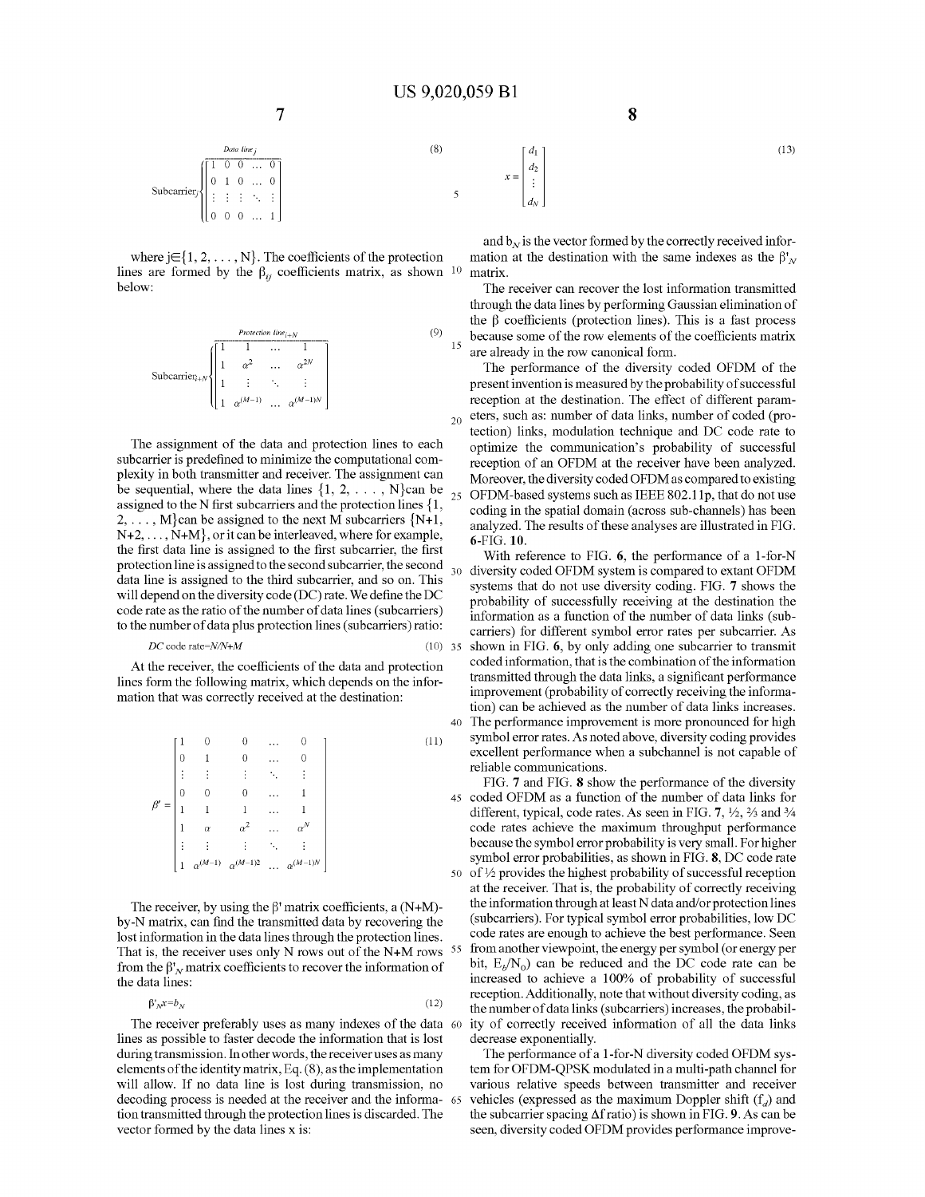$$\text{Subcarrier}_j \left\{ \overbrace{\begin{bmatrix} 1 & 0 & 0 & \ldots & 0 \\ 0 & 1 & 0 & \ldots & 0 \\ \vdots & \vdots & \vdots & \ddots & \vdots \\ 0 & 0 & 0 & \ldots & 1 \end{bmatrix}}^{\text{Data line}_j} \right. \tag{8}$$

where $j \in \{1, 2, \ldots, N\}$. The coefficients of the protection lines are formed by the $\beta_{ij}$ coefficients matrix, as shown below:

$$\text{Subcarrier}_{i+N} \left\{ \overbrace{\begin{bmatrix} 1 & 1 & \ldots & 1 \\ 1 & \alpha^2 & \ldots & \alpha^{2N} \\ 1 & \vdots & \ddots & \vdots \\ 1 & \alpha^{(M-1)} & \ldots & \alpha^{(M-1)N} \end{bmatrix}}^{\text{Protection line}_{i+N}} \right. \tag{9}$$

The assignment of the data and protection lines to each subcarrier is predefined to minimize the computational complexity in both transmitter and receiver. The assignment can be sequential, where the data lines $\{1, 2, \ldots, N\}$ can be assigned to the N first subcarriers and the protection lines $\{1, 2, \ldots, M\}$ can be assigned to the next M subcarriers $\{N+1, N+2, \ldots, N+M\}$, or it can be interleaved, where for example, the first data line is assigned to the first subcarrier, the first protection line is assigned to the second subcarrier, the second data line is assigned to the third subcarrier, and so on. This will depend on the diversity code (DC) rate. We define the DC code rate as the ratio of the number of data lines (subcarriers) to the number of data plus protection lines (subcarriers) ratio:

$$\text{DC code rate} = N/N+M \tag{10}$$

At the receiver, the coefficients of the data and protection lines form the following matrix, which depends on the information that was correctly received at the destination:

$$\beta' = \begin{bmatrix} 1 & 0 & 0 & \ldots & 0 \\ 0 & 1 & 0 & \ldots & 0 \\ \vdots & \vdots & \vdots & \ddots & \vdots \\ 0 & 0 & 0 & \ldots & 1 \\ 1 & 1 & 1 & \ldots & 1 \\ 1 & \alpha & \alpha^2 & \ldots & \alpha^N \\ \vdots & \vdots & \vdots & \ddots & \vdots \\ 1 & \alpha^{(M-1)} & \alpha^{(M-1)2} & \ldots & \alpha^{(M-1)N} \end{bmatrix} \tag{11}$$

The receiver, by using the $\beta'$ matrix coefficients, a (N+M)-by-N matrix, can find the transmitted data by recovering the lost information in the data lines through the protection lines. That is, the receiver uses only N rows out of the N+M rows from the $\beta'_N$ matrix coefficients to recover the information of the data lines:

$$\beta'_N x = b_N \tag{12}$$

The receiver preferably uses as many indexes of the data lines as possible to faster decode the information that is lost during transmission. In other words, the receiver uses as many elements of the identity matrix, Eq. (8), as the implementation will allow. If no data line is lost during transmission, no decoding process is needed at the receiver and the information transmitted through the protection lines is discarded. The vector formed by the data lines x is:

$$x = \begin{bmatrix} d_1 \\ d_2 \\ \vdots \\ d_N \end{bmatrix} \tag{13}$$

and $b_N$ is the vector formed by the correctly received information at the destination with the same indexes as the $\beta'_N$ matrix.

The receiver can recover the lost information transmitted through the data lines by performing Gaussian elimination of the $\beta$ coefficients (protection lines). This is a fast process because some of the row elements of the coefficients matrix are already in the row canonical form.

The performance of the diversity coded OFDM of the present invention is measured by the probability of successful reception at the destination. The effect of different parameters, such as: number of data links, number of coded (protection) links, modulation technique and DC code rate to optimize the communication's probability of successful reception of an OFDM at the receiver have been analyzed. Moreover, the diversity coded OFDM as compared to existing OFDM-based systems such as IEEE 802.11p, that do not use coding in the spatial domain (across sub-channels) has been analyzed. The results of these analyses are illustrated in FIG. 6-FIG. 10.

With reference to FIG. 6, the performance of a 1-for-N diversity coded OFDM system is compared to extant OFDM systems that do not use diversity coding. FIG. 7 shows the probability of successfully receiving at the destination the information as a function of the number of data links (subcarriers) for different symbol error rates per subcarrier. As shown in FIG. 6, by only adding one subcarrier to transmit coded information, that is the combination of the information transmitted through the data links, a significant performance improvement (probability of correctly receiving the information) can be achieved as the number of data links increases. The performance improvement is more pronounced for high symbol error rates. As noted above, diversity coding provides excellent performance when a subchannel is not capable of reliable communications.

FIG. 7 and FIG. 8 show the performance of the diversity coded OFDM as a function of the number of data links for different, typical, code rates. As seen in FIG. 7, ½, ⅔ and ¾ code rates achieve the maximum throughput performance because the symbol error probability is very small. For higher symbol error probabilities, as shown in FIG. 8, DC code rate of ½ provides the highest probability of successful reception at the receiver. That is, the probability of correctly receiving the information through at least N data and/or protection lines (subcarriers). For typical symbol error probabilities, low DC code rates are enough to achieve the best performance. Seen from another viewpoint, the energy per symbol (or energy per bit, $E_b/N_0$) can be reduced and the DC code rate can be increased to achieve a 100% of probability of successful reception. Additionally, note that without diversity coding, as the number of data links (subcarriers) increases, the probability of correctly received information of all the data links decrease exponentially.

The performance of a 1-for-N diversity coded OFDM system for OFDM-QPSK modulated in a multi-path channel for various relative speeds between transmitter and receiver vehicles (expressed as the maximum Doppler shift ($f_d$) and the subcarrier spacing $\Delta f$ ratio) is shown in FIG. 9. As can be seen, diversity coded OFDM provides performance improve-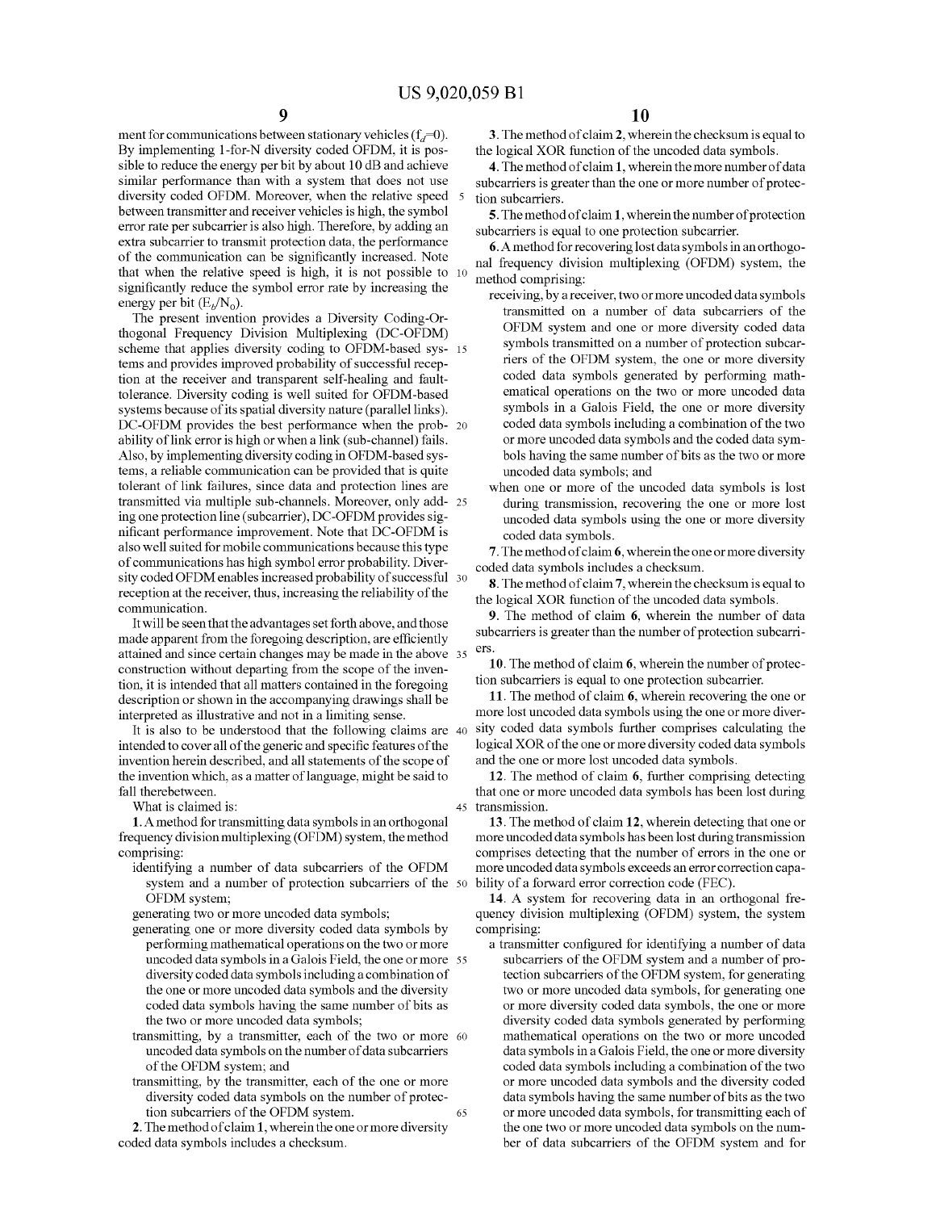ment for communications between stationary vehicles ($f_d=0$). By implementing 1-for-N diversity coded OFDM, it is possible to reduce the energy per bit by about 10 dB and achieve similar performance than with a system that does not use diversity coded OFDM. Moreover, when the relative speed between transmitter and receiver vehicles is high, the symbol error rate per subcarrier is also high. Therefore, by adding an extra subcarrier to transmit protection data, the performance of the communication can be significantly increased. Note that when the relative speed is high, it is not possible to significantly reduce the symbol error rate by increasing the energy per bit ($E_b/N_0$).

The present invention provides a Diversity Coding-Orthogonal Frequency Division Multiplexing (DC-OFDM) scheme that applies diversity coding to OFDM-based systems and provides improved probability of successful reception at the receiver and transparent self-healing and fault-tolerance. Diversity coding is well suited for OFDM-based systems because of its spatial diversity nature (parallel links). DC-OFDM provides the best performance when the probability of link error is high or when a link (sub-channel) fails. Also, by implementing diversity coding in OFDM-based systems, a reliable communication can be provided that is quite tolerant of link failures, since data and protection lines are transmitted via multiple sub-channels. Moreover, only adding one protection line (subcarrier), DC-OFDM provides significant performance improvement. Note that DC-OFDM is also well suited for mobile communications because this type of communications has high symbol error probability. Diversity coded OFDM enables increased probability of successful reception at the receiver, thus, increasing the reliability of the communication.

It will be seen that the advantages set forth above, and those made apparent from the foregoing description, are efficiently attained and since certain changes may be made in the above construction without departing from the scope of the invention, it is intended that all matters contained in the foregoing description or shown in the accompanying drawings shall be interpreted as illustrative and not in a limiting sense.

It is also to be understood that the following claims are intended to cover all of the generic and specific features of the invention herein described, and all statements of the scope of the invention which, as a matter of language, might be said to fall therebetween.

What is claimed is:

**1**. A method for transmitting data symbols in an orthogonal frequency division multiplexing (OFDM) system, the method comprising:

identifying a number of data subcarriers of the OFDM system and a number of protection subcarriers of the OFDM system;

generating two or more uncoded data symbols;

generating one or more diversity coded data symbols by performing mathematical operations on the two or more uncoded data symbols in a Galois Field, the one or more diversity coded data symbols including a combination of the one or more uncoded data symbols and the diversity coded data symbols having the same number of bits as the two or more uncoded data symbols;

transmitting, by a transmitter, each of the two or more uncoded data symbols on the number of data subcarriers of the OFDM system; and

transmitting, by the transmitter, each of the one or more diversity coded data symbols on the number of protection subcarriers of the OFDM system.

**2**. The method of claim **1**, wherein the one or more diversity coded data symbols includes a checksum.

**3**. The method of claim **2**, wherein the checksum is equal to the logical XOR function of the uncoded data symbols.

**4**. The method of claim **1**, wherein the more number of data subcarriers is greater than the one or more number of protection subcarriers.

**5**. The method of claim **1**, wherein the number of protection subcarriers is equal to one protection subcarrier.

**6**. A method for recovering lost data symbols in an orthogonal frequency division multiplexing (OFDM) system, the method comprising:

receiving, by a receiver, two or more uncoded data symbols transmitted on a number of data subcarriers of the OFDM system and one or more diversity coded data symbols transmitted on a number of protection subcarriers of the OFDM system, the one or more diversity coded data symbols generated by performing mathematical operations on the two or more uncoded data symbols in a Galois Field, the one or more diversity coded data symbols including a combination of the two or more uncoded data symbols and the coded data symbols having the same number of bits as the two or more uncoded data symbols; and

when one or more of the uncoded data symbols is lost during transmission, recovering the one or more lost uncoded data symbols using the one or more diversity coded data symbols.

**7**. The method of claim **6**, wherein the one or more diversity coded data symbols includes a checksum.

**8**. The method of claim **7**, wherein the checksum is equal to the logical XOR function of the uncoded data symbols.

**9**. The method of claim **6**, wherein the number of data subcarriers is greater than the number of protection subcarriers.

**10**. The method of claim **6**, wherein the number of protection subcarriers is equal to one protection subcarrier.

**11**. The method of claim **6**, wherein recovering the one or more lost uncoded data symbols using the one or more diversity coded data symbols further comprises calculating the logical XOR of the one or more diversity coded data symbols and the one or more lost uncoded data symbols.

**12**. The method of claim **6**, further comprising detecting that one or more uncoded data symbols has been lost during transmission.

**13**. The method of claim **12**, wherein detecting that one or more uncoded data symbols has been lost during transmission comprises detecting that the number of errors in the one or more uncoded data symbols exceeds an error correction capability of a forward error correction code (FEC).

**14**. A system for recovering data in an orthogonal frequency division multiplexing (OFDM) system, the system comprising:

a transmitter configured for identifying a number of data subcarriers of the OFDM system and a number of protection subcarriers of the OFDM system, for generating two or more uncoded data symbols, for generating one or more diversity coded data symbols, the one or more diversity coded data symbols generated by performing mathematical operations on the two or more uncoded data symbols in a Galois Field, the one or more diversity coded data symbols including a combination of the two or more uncoded data symbols and the diversity coded data symbols having the same number of bits as the two or more uncoded data symbols, for transmitting each of the one two or more uncoded data symbols on the number of data subcarriers of the OFDM system and for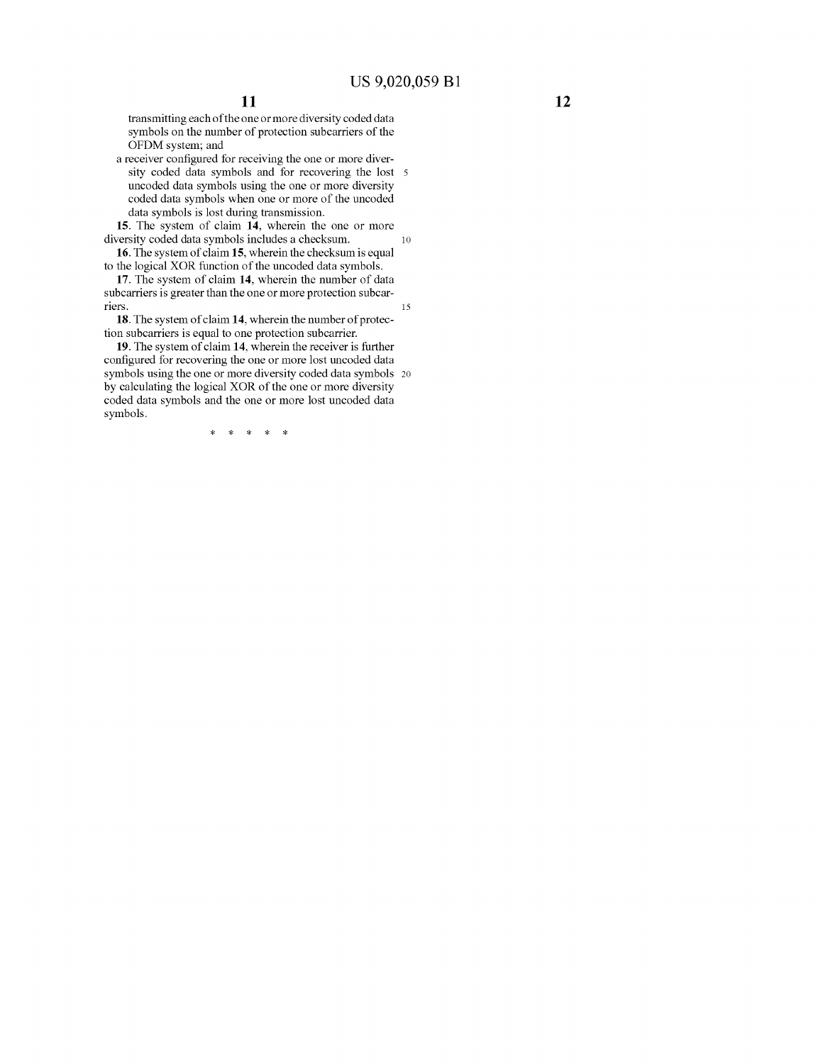transmitting each of the one or more diversity coded data symbols on the number of protection subcarriers of the OFDM system; and

a receiver configured for receiving the one or more diversity coded data symbols and for recovering the lost uncoded data symbols using the one or more diversity coded data symbols when one or more of the uncoded data symbols is lost during transmission.

**15**. The system of claim **14**, wherein the one or more diversity coded data symbols includes a checksum.

**16**. The system of claim **15**, wherein the checksum is equal to the logical XOR function of the uncoded data symbols.

**17**. The system of claim **14**, wherein the number of data subcarriers is greater than the one or more protection subcarriers.

**18**. The system of claim **14**, wherein the number of protection subcarriers is equal to one protection subcarrier.

**19**. The system of claim **14**, wherein the receiver is further configured for recovering the one or more lost uncoded data symbols using the one or more diversity coded data symbols by calculating the logical XOR of the one or more diversity coded data symbols and the one or more lost uncoded data symbols.

* * * * *